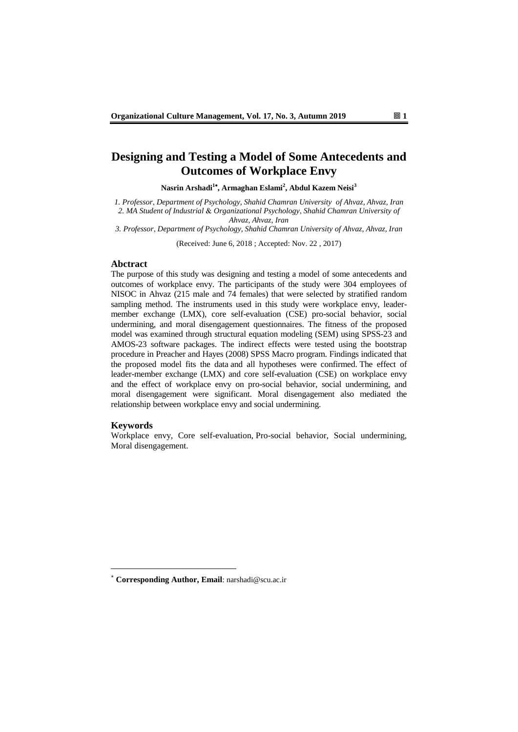# Designing and Testing a Model of Some Antecedents and Outcomes of Workplace Envy

**Nasrin Arshadi[1*], Armaghan Eslami[2], Abdul Kazem Neisi[3]**

*1. Professor, Department of Psychology, Shahid Chamran University of Ahvaz, Ahvaz, Iran*
*2. MA Student of Industrial & Organizational Psychology, Shahid Chamran University of Ahvaz, Ahvaz, Iran*
*3. Professor, Department of Psychology, Shahid Chamran University of Ahvaz, Ahvaz, Iran*

(Received: June 6, 2018 ; Accepted: Nov. 22 , 2017)

## Abctract

The purpose of this study was designing and testing a model of some antecedents and outcomes of workplace envy. The participants of the study were 304 employees of NISOC in Ahvaz (215 male and 74 females) that were selected by stratified random sampling method. The instruments used in this study were workplace envy, leader-member exchange (LMX), core self-evaluation (CSE) pro-social behavior, social undermining, and moral disengagement questionnaires. The fitness of the proposed model was examined through structural equation modeling (SEM) using SPSS-23 and AMOS-23 software packages. The indirect effects were tested using the bootstrap procedure in Preacher and Hayes (2008) SPSS Macro program. Findings indicated that the proposed model fits the data and all hypotheses were confirmed. The effect of leader-member exchange (LMX) and core self-evaluation (CSE) on workplace envy and the effect of workplace envy on pro-social behavior, social undermining, and moral disengagement were significant. Moral disengagement also mediated the relationship between workplace envy and social undermining.

## Keywords

Workplace envy, Core self-evaluation, Pro-social behavior, Social undermining, Moral disengagement.

---

[*] **Corresponding Author, Email**: narshadi@scu.ac.ir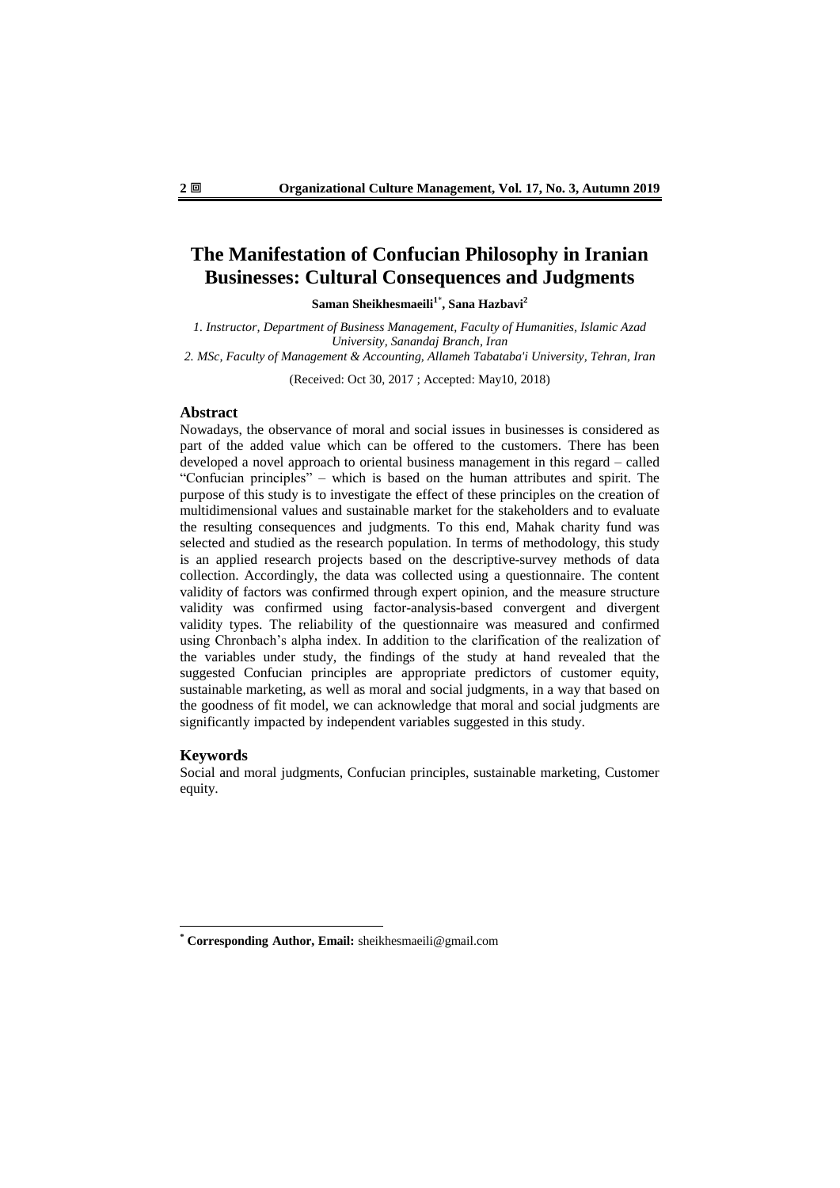# The Manifestation of Confucian Philosophy in Iranian Businesses: Cultural Consequences and Judgments

**Saman Sheikhesmaeili[1*], Sana Hazbavi[2]**

*1. Instructor, Department of Business Management, Faculty of Humanities, Islamic Azad University, Sanandaj Branch, Iran*

*2. MSc, Faculty of Management & Accounting, Allameh Tabataba'i University, Tehran, Iran*

(Received: Oct 30, 2017 ; Accepted: May10, 2018)

## Abstract

Nowadays, the observance of moral and social issues in businesses is considered as part of the added value which can be offered to the customers. There has been developed a novel approach to oriental business management in this regard – called "Confucian principles" – which is based on the human attributes and spirit. The purpose of this study is to investigate the effect of these principles on the creation of multidimensional values and sustainable market for the stakeholders and to evaluate the resulting consequences and judgments. To this end, Mahak charity fund was selected and studied as the research population. In terms of methodology, this study is an applied research projects based on the descriptive-survey methods of data collection. Accordingly, the data was collected using a questionnaire. The content validity of factors was confirmed through expert opinion, and the measure structure validity was confirmed using factor-analysis-based convergent and divergent validity types. The reliability of the questionnaire was measured and confirmed using Chronbach's alpha index. In addition to the clarification of the realization of the variables under study, the findings of the study at hand revealed that the suggested Confucian principles are appropriate predictors of customer equity, sustainable marketing, as well as moral and social judgments, in a way that based on the goodness of fit model, we can acknowledge that moral and social judgments are significantly impacted by independent variables suggested in this study.

## Keywords

Social and moral judgments, Confucian principles, sustainable marketing, Customer equity.

---

[*] **Corresponding Author, Email:** sheikhesmaeili@gmail.com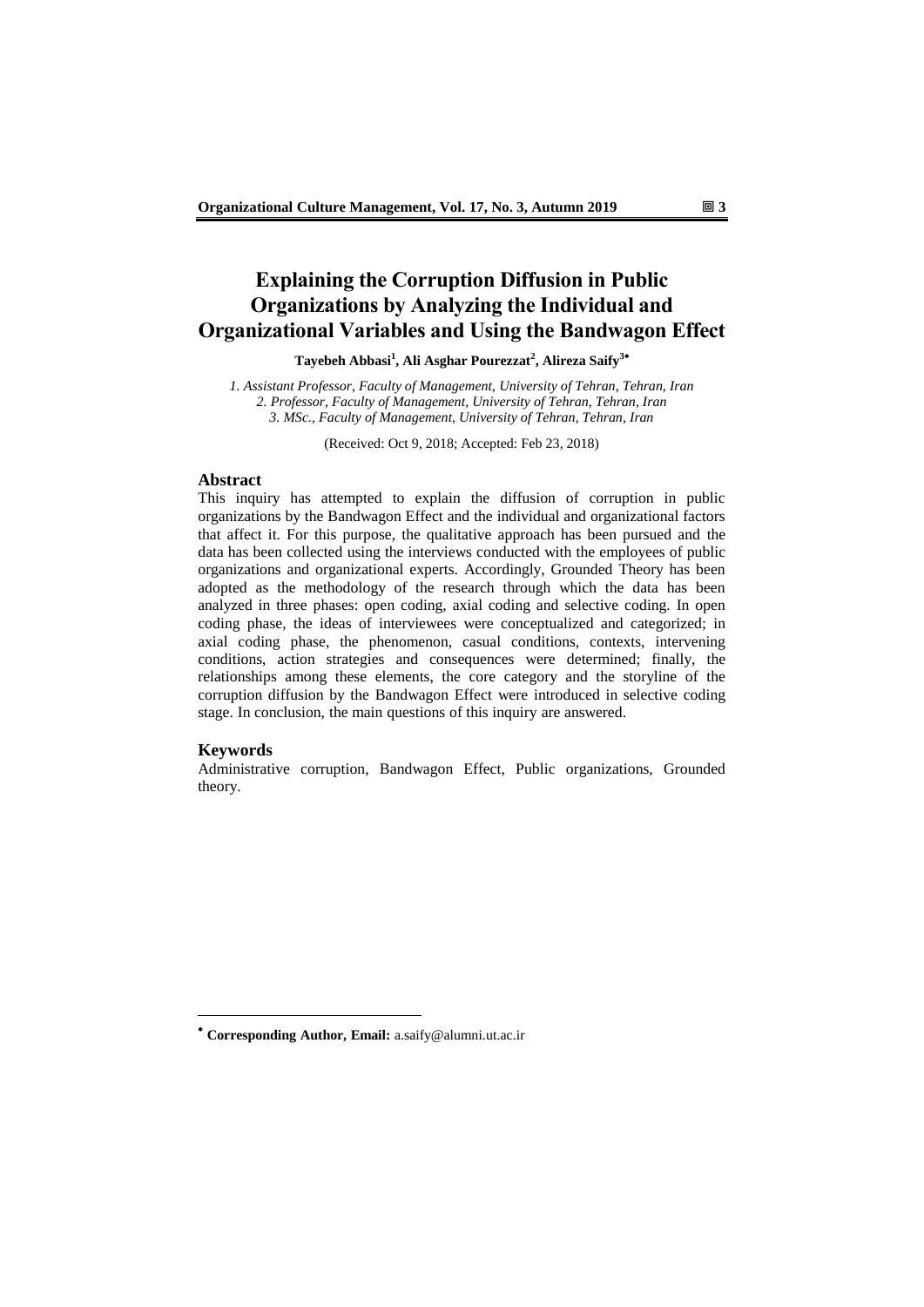# Explaining the Corruption Diffusion in Public Organizations by Analyzing the Individual and Organizational Variables and Using the Bandwagon Effect

**Tayebeh Abbasi[1], Ali Asghar Pourezzat[2], Alireza Saify[3]\***

*1. Assistant Professor, Faculty of Management, University of Tehran, Tehran, Iran*
*2. Professor, Faculty of Management, University of Tehran, Tehran, Iran*
*3. MSc., Faculty of Management, University of Tehran, Tehran, Iran*

(Received: Oct 9, 2018; Accepted: Feb 23, 2018)

## Abstract

This inquiry has attempted to explain the diffusion of corruption in public organizations by the Bandwagon Effect and the individual and organizational factors that affect it. For this purpose, the qualitative approach has been pursued and the data has been collected using the interviews conducted with the employees of public organizations and organizational experts. Accordingly, Grounded Theory has been adopted as the methodology of the research through which the data has been analyzed in three phases: open coding, axial coding and selective coding. In open coding phase, the ideas of interviewees were conceptualized and categorized; in axial coding phase, the phenomenon, casual conditions, contexts, intervening conditions, action strategies and consequences were determined; finally, the relationships among these elements, the core category and the storyline of the corruption diffusion by the Bandwagon Effect were introduced in selective coding stage. In conclusion, the main questions of this inquiry are answered.

## Keywords

Administrative corruption, Bandwagon Effect, Public organizations, Grounded theory.

---

\* **Corresponding Author, Email:** a.saify@alumni.ut.ac.ir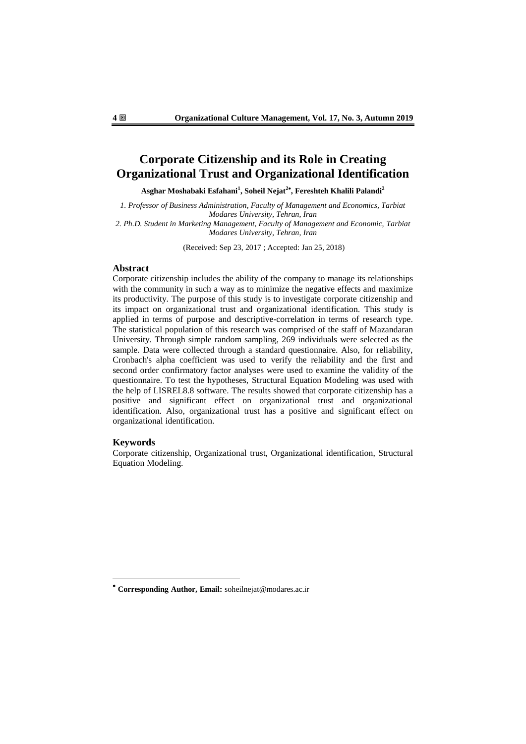# Corporate Citizenship and its Role in Creating Organizational Trust and Organizational Identification

**Asghar Moshabaki Esfahani[1], Soheil Nejat[2*], Fereshteh Khalili Palandi[2]**

*1. Professor of Business Administration, Faculty of Management and Economics, Tarbiat Modares University, Tehran, Iran*

*2. Ph.D. Student in Marketing Management, Faculty of Management and Economic, Tarbiat Modares University, Tehran, Iran*

(Received: Sep 23, 2017 ; Accepted: Jan 25, 2018)

## Abstract

Corporate citizenship includes the ability of the company to manage its relationships with the community in such a way as to minimize the negative effects and maximize its productivity. The purpose of this study is to investigate corporate citizenship and its impact on organizational trust and organizational identification. This study is applied in terms of purpose and descriptive-correlation in terms of research type. The statistical population of this research was comprised of the staff of Mazandaran University. Through simple random sampling, 269 individuals were selected as the sample. Data were collected through a standard questionnaire. Also, for reliability, Cronbach's alpha coefficient was used to verify the reliability and the first and second order confirmatory factor analyses were used to examine the validity of the questionnaire. To test the hypotheses, Structural Equation Modeling was used with the help of LISREL8.8 software. The results showed that corporate citizenship has a positive and significant effect on organizational trust and organizational identification. Also, organizational trust has a positive and significant effect on organizational identification.

## Keywords

Corporate citizenship, Organizational trust, Organizational identification, Structural Equation Modeling.

---

* **Corresponding Author, Email:** soheilnejat@modares.ac.ir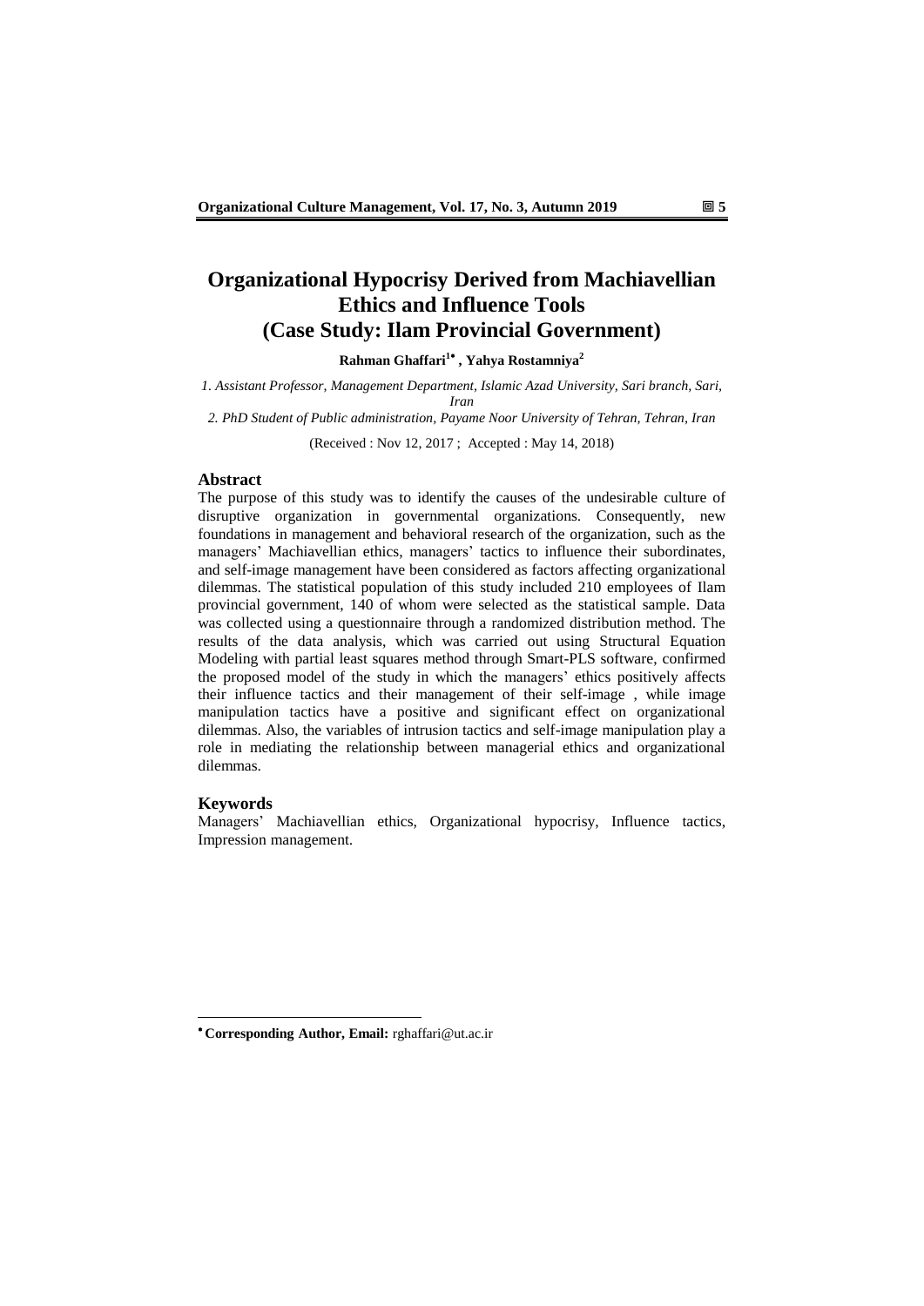# Organizational Hypocrisy Derived from Machiavellian Ethics and Influence Tools (Case Study: Ilam Provincial Government)

**Rahman Ghaffari[1•] , Yahya Rostamniya[2]**

*1. Assistant Professor, Management Department, Islamic Azad University, Sari branch, Sari, Iran*

*2. PhD Student of Public administration, Payame Noor University of Tehran, Tehran, Iran*

(Received : Nov 12, 2017 ; Accepted : May 14, 2018)

## Abstract

The purpose of this study was to identify the causes of the undesirable culture of disruptive organization in governmental organizations. Consequently, new foundations in management and behavioral research of the organization, such as the managers' Machiavellian ethics, managers' tactics to influence their subordinates, and self-image management have been considered as factors affecting organizational dilemmas. The statistical population of this study included 210 employees of Ilam provincial government, 140 of whom were selected as the statistical sample. Data was collected using a questionnaire through a randomized distribution method. The results of the data analysis, which was carried out using Structural Equation Modeling with partial least squares method through Smart-PLS software, confirmed the proposed model of the study in which the managers' ethics positively affects their influence tactics and their management of their self-image , while image manipulation tactics have a positive and significant effect on organizational dilemmas. Also, the variables of intrusion tactics and self-image manipulation play a role in mediating the relationship between managerial ethics and organizational dilemmas.

## Keywords

Managers' Machiavellian ethics, Organizational hypocrisy, Influence tactics, Impression management.

---

• **Corresponding Author, Email:** rghaffari@ut.ac.ir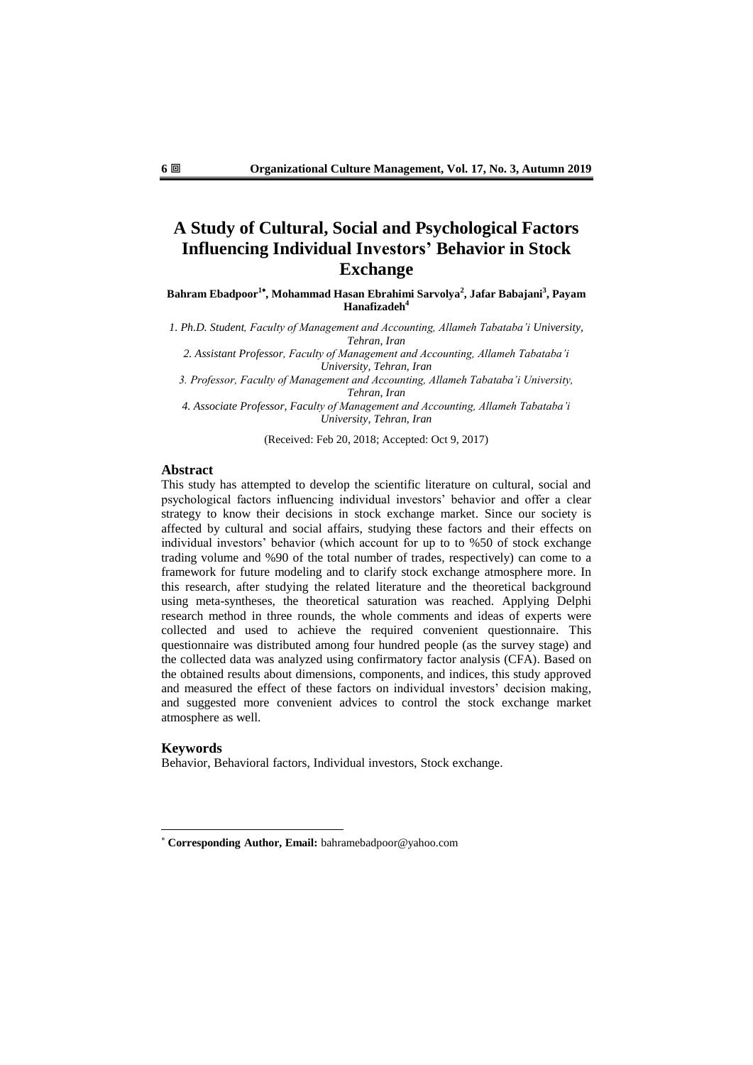# A Study of Cultural, Social and Psychological Factors Influencing Individual Investors' Behavior in Stock Exchange

**Bahram Ebadpoor[1*], Mohammad Hasan Ebrahimi Sarvolya[2], Jafar Babajani[3], Payam Hanafizadeh[4]**

*1. Ph.D. Student, Faculty of Management and Accounting, Allameh Tabataba'i University, Tehran, Iran*

*2. Assistant Professor, Faculty of Management and Accounting, Allameh Tabataba'i University, Tehran, Iran*

*3. Professor, Faculty of Management and Accounting, Allameh Tabataba'i University, Tehran, Iran*

*4. Associate Professor, Faculty of Management and Accounting, Allameh Tabataba'i University, Tehran, Iran*

(Received: Feb 20, 2018; Accepted: Oct 9, 2017)

## Abstract

This study has attempted to develop the scientific literature on cultural, social and psychological factors influencing individual investors' behavior and offer a clear strategy to know their decisions in stock exchange market. Since our society is affected by cultural and social affairs, studying these factors and their effects on individual investors' behavior (which account for up to to %50 of stock exchange trading volume and %90 of the total number of trades, respectively) can come to a framework for future modeling and to clarify stock exchange atmosphere more. In this research, after studying the related literature and the theoretical background using meta-syntheses, the theoretical saturation was reached. Applying Delphi research method in three rounds, the whole comments and ideas of experts were collected and used to achieve the required convenient questionnaire. This questionnaire was distributed among four hundred people (as the survey stage) and the collected data was analyzed using confirmatory factor analysis (CFA). Based on the obtained results about dimensions, components, and indices, this study approved and measured the effect of these factors on individual investors' decision making, and suggested more convenient advices to control the stock exchange market atmosphere as well.

## Keywords

Behavior, Behavioral factors, Individual investors, Stock exchange.

---

\* **Corresponding Author, Email:** bahramebadpoor@yahoo.com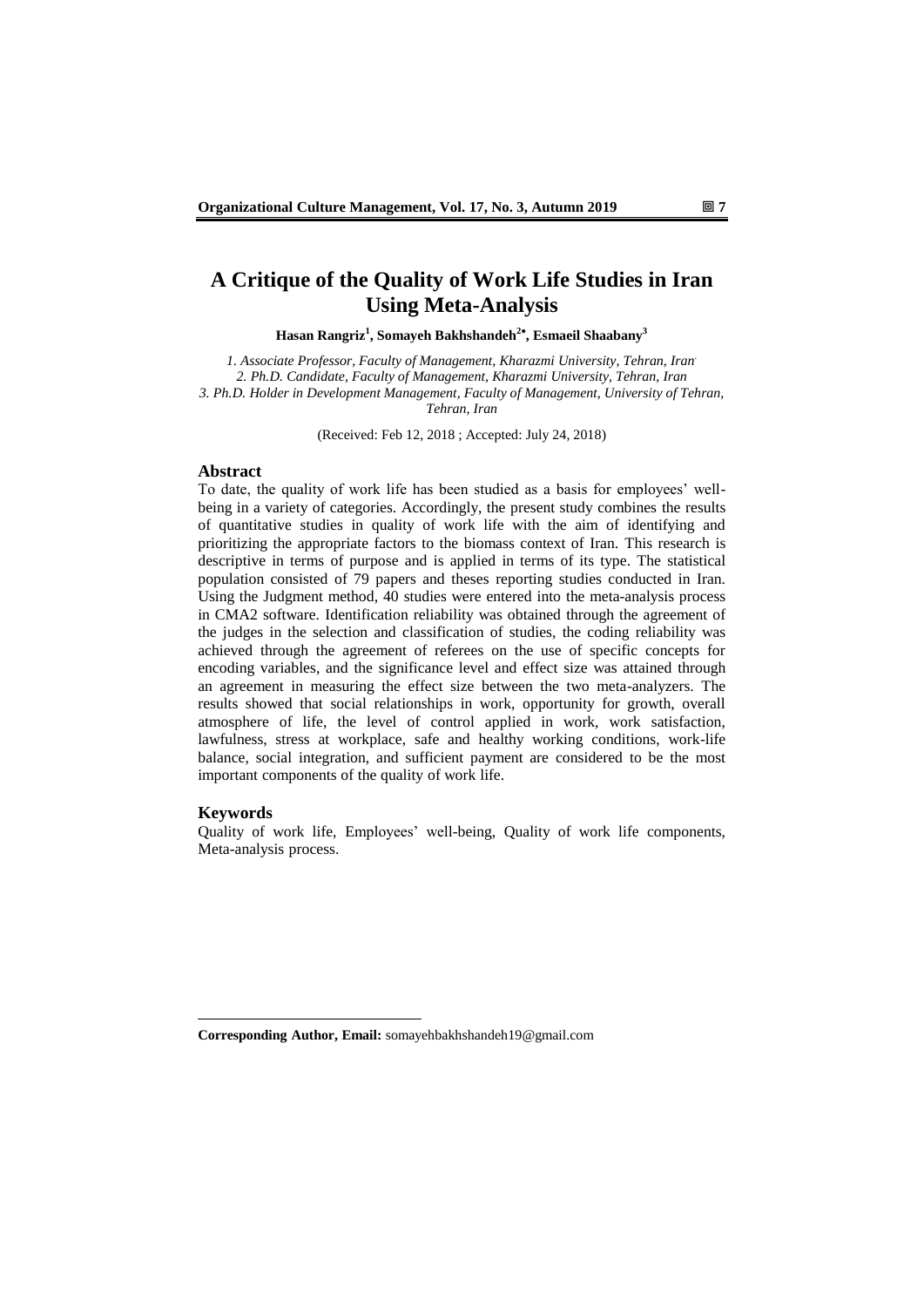# A Critique of the Quality of Work Life Studies in Iran Using Meta-Analysis

**Hasan Rangriz[1], Somayeh Bakhshandeh[2]•, Esmaeil Shaabany[3]**

*1. Associate Professor, Faculty of Management, Kharazmi University, Tehran, Iran*
*2. Ph.D. Candidate, Faculty of Management, Kharazmi University, Tehran, Iran*
*3. Ph.D. Holder in Development Management, Faculty of Management, University of Tehran, Tehran, Iran*

(Received: Feb 12, 2018 ; Accepted: July 24, 2018)

## Abstract

To date, the quality of work life has been studied as a basis for employees' well-being in a variety of categories. Accordingly, the present study combines the results of quantitative studies in quality of work life with the aim of identifying and prioritizing the appropriate factors to the biomass context of Iran. This research is descriptive in terms of purpose and is applied in terms of its type. The statistical population consisted of 79 papers and theses reporting studies conducted in Iran. Using the Judgment method, 40 studies were entered into the meta-analysis process in CMA2 software. Identification reliability was obtained through the agreement of the judges in the selection and classification of studies, the coding reliability was achieved through the agreement of referees on the use of specific concepts for encoding variables, and the significance level and effect size was attained through an agreement in measuring the effect size between the two meta-analyzers. The results showed that social relationships in work, opportunity for growth, overall atmosphere of life, the level of control applied in work, work satisfaction, lawfulness, stress at workplace, safe and healthy working conditions, work-life balance, social integration, and sufficient payment are considered to be the most important components of the quality of work life.

## Keywords

Quality of work life, Employees' well-being, Quality of work life components, Meta-analysis process.

---

**Corresponding Author, Email:** somayehbakhshandeh19@gmail.com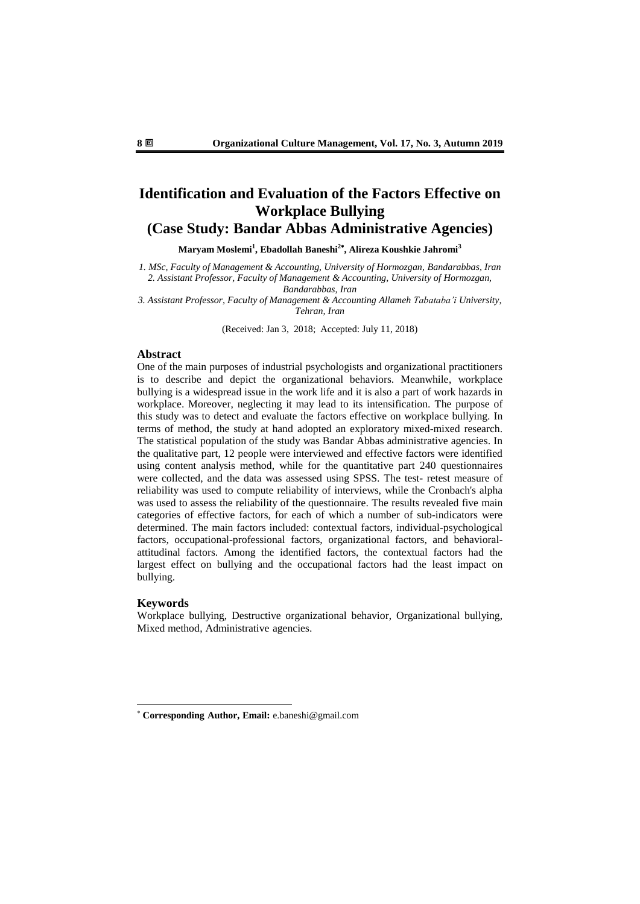# Identification and Evaluation of the Factors Effective on Workplace Bullying (Case Study: Bandar Abbas Administrative Agencies)

**Maryam Moslemi[1], Ebadollah Baneshi[2*], Alireza Koushkie Jahromi[3]**

*1. MSc, Faculty of Management & Accounting, University of Hormozgan, Bandarabbas, Iran*
*2. Assistant Professor, Faculty of Management & Accounting, University of Hormozgan, Bandarabbas, Iran*
*3. Assistant Professor, Faculty of Management & Accounting Allameh Tabataba'i University, Tehran, Iran*

(Received: Jan 3, 2018; Accepted: July 11, 2018)

## Abstract

One of the main purposes of industrial psychologists and organizational practitioners is to describe and depict the organizational behaviors. Meanwhile, workplace bullying is a widespread issue in the work life and it is also a part of work hazards in workplace. Moreover, neglecting it may lead to its intensification. The purpose of this study was to detect and evaluate the factors effective on workplace bullying. In terms of method, the study at hand adopted an exploratory mixed-mixed research. The statistical population of the study was Bandar Abbas administrative agencies. In the qualitative part, 12 people were interviewed and effective factors were identified using content analysis method, while for the quantitative part 240 questionnaires were collected, and the data was assessed using SPSS. The test- retest measure of reliability was used to compute reliability of interviews, while the Cronbach's alpha was used to assess the reliability of the questionnaire. The results revealed five main categories of effective factors, for each of which a number of sub-indicators were determined. The main factors included: contextual factors, individual-psychological factors, occupational-professional factors, organizational factors, and behavioral-attitudinal factors. Among the identified factors, the contextual factors had the largest effect on bullying and the occupational factors had the least impact on bullying.

## Keywords

Workplace bullying, Destructive organizational behavior, Organizational bullying, Mixed method, Administrative agencies.

---

[*] **Corresponding Author, Email:** e.baneshi@gmail.com